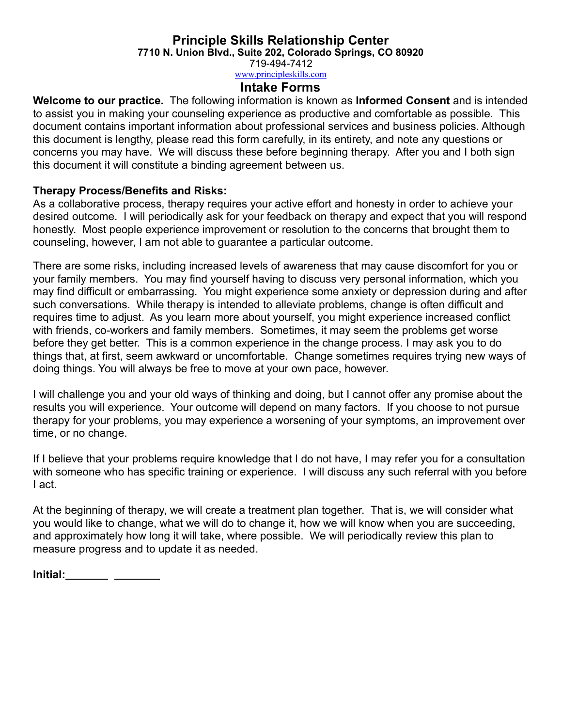# Principle Skills Relationship Center

**7710 N. Union Blvd., Suite 202, Colorado Springs, CO 80920**

719-494-7412

www.principleskills.com

## Intake Forms

**Welcome to our practice.** The following information is known as **Informed Consent** and is intended to assist you in making your counseling experience as productive and comfortable as possible. This document contains important information about professional services and business policies. Although this document is lengthy, please read this form carefully, in its entirety, and note any questions or concerns you may have. We will discuss these before beginning therapy. After you and I both sign this document it will constitute a binding agreement between us.

**Therapy Process/Benefits and Risks:**

As a collaborative process, therapy requires your active effort and honesty in order to achieve your desired outcome. I will periodically ask for your feedback on therapy and expect that you will respond honestly. Most people experience improvement or resolution to the concerns that brought them to counseling, however, I am not able to guarantee a particular outcome.

There are some risks, including increased levels of awareness that may cause discomfort for you or your family members. You may find yourself having to discuss very personal information, which you may find difficult or embarrassing. You might experience some anxiety or depression during and after such conversations. While therapy is intended to alleviate problems, change is often difficult and requires time to adjust. As you learn more about yourself, you might experience increased conflict with friends, co-workers and family members. Sometimes, it may seem the problems get worse before they get better. This is a common experience in the change process. I may ask you to do things that, at first, seem awkward or uncomfortable. Change sometimes requires trying new ways of doing things. You will always be free to move at your own pace, however.

I will challenge you and your old ways of thinking and doing, but I cannot offer any promise about the results you will experience. Your outcome will depend on many factors. If you choose to not pursue therapy for your problems, you may experience a worsening of your symptoms, an improvement over time, or no change.

If I believe that your problems require knowledge that I do not have, I may refer you for a consultation with someone who has specific training or experience. I will discuss any such referral with you before I act.

At the beginning of therapy, we will create a treatment plan together. That is, we will consider what you would like to change, what we will do to change it, how we will know when you are succeeding, and approximately how long it will take, where possible. We will periodically review this plan to measure progress and to update it as needed.

**Initial:**_______ _______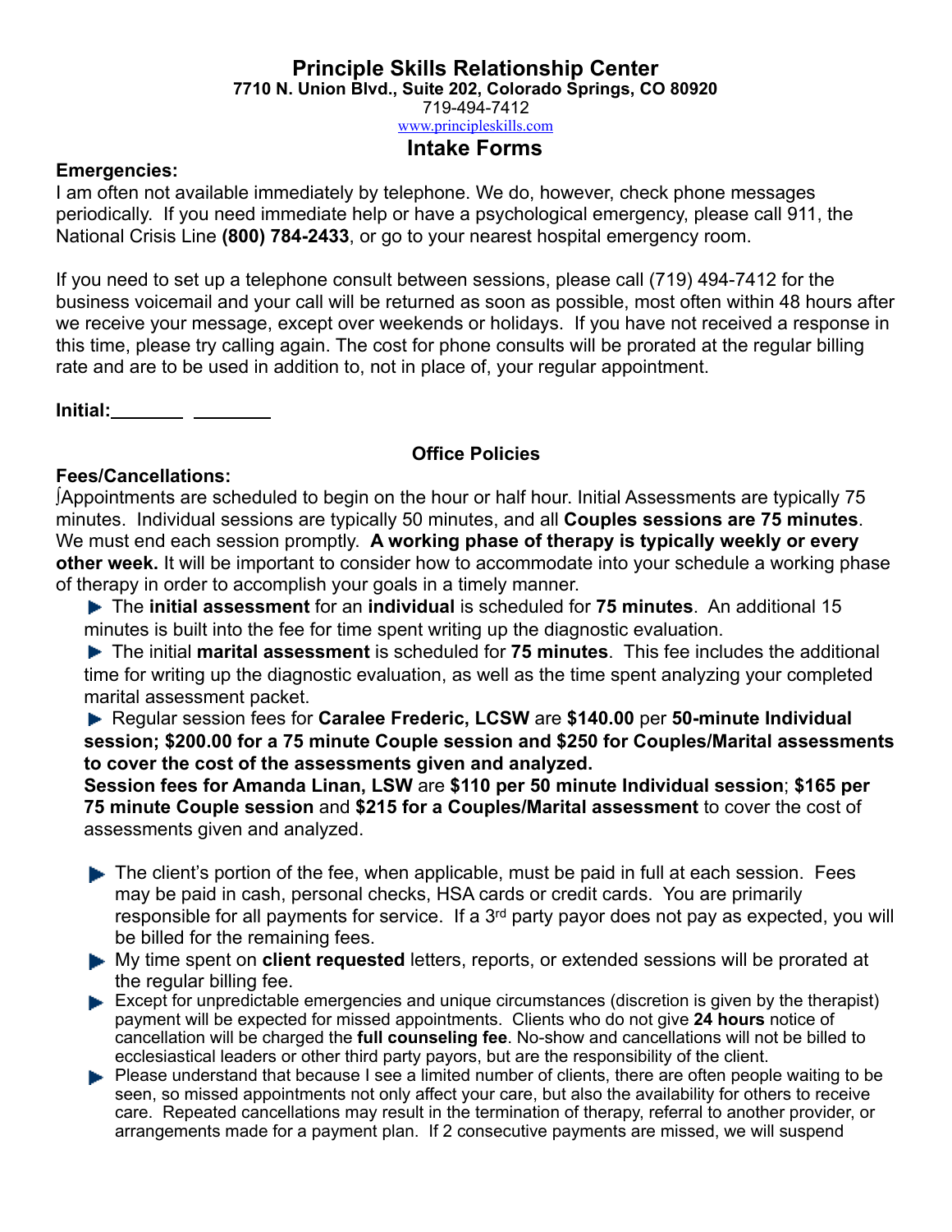# Principle Skills Relationship Center

**7710 N. Union Blvd., Suite 202, Colorado Springs, CO 80920**

719-494-7412

www.principleskills.com

## Intake Forms

**Emergencies:**

I am often not available immediately by telephone. We do, however, check phone messages periodically. If you need immediate help or have a psychological emergency, please call 911, the National Crisis Line **(800) 784-2433**, or go to your nearest hospital emergency room.

If you need to set up a telephone consult between sessions, please call (719) 494-7412 for the business voicemail and your call will be returned as soon as possible, most often within 48 hours after we receive your message, except over weekends or holidays. If you have not received a response in this time, please try calling again. The cost for phone consults will be prorated at the regular billing rate and are to be used in addition to, not in place of, your regular appointment.

**Initial:**________ ________

### Office Policies

**Fees/Cancellations:**

Appointments are scheduled to begin on the hour or half hour. Initial Assessments are typically 75 minutes. Individual sessions are typically 50 minutes, and all **Couples sessions are 75 minutes**. We must end each session promptly. **A working phase of therapy is typically weekly or every other week.** It will be important to consider how to accommodate into your schedule a working phase of therapy in order to accomplish your goals in a timely manner.

- The **initial assessment** for an **individual** is scheduled for **75 minutes**. An additional 15 minutes is built into the fee for time spent writing up the diagnostic evaluation.
- The initial **marital assessment** is scheduled for **75 minutes**. This fee includes the additional time for writing up the diagnostic evaluation, as well as the time spent analyzing your completed marital assessment packet.
- Regular session fees for **Caralee Frederic, LCSW** are **$140.00** per **50-minute Individual session; $200.00 for a 75 minute Couple session and $250 for Couples/Marital assessments to cover the cost of the assessments given and analyzed.**
  **Session fees for Amanda Linan, LSW** are **$110 per 50 minute Individual session**; **$165 per 75 minute Couple session** and **$215 for a Couples/Marital assessment** to cover the cost of assessments given and analyzed.

- The client's portion of the fee, when applicable, must be paid in full at each session. Fees may be paid in cash, personal checks, HSA cards or credit cards. You are primarily responsible for all payments for service. If a 3rd party payor does not pay as expected, you will be billed for the remaining fees.
- My time spent on **client requested** letters, reports, or extended sessions will be prorated at the regular billing fee.
- Except for unpredictable emergencies and unique circumstances (discretion is given by the therapist) payment will be expected for missed appointments. Clients who do not give **24 hours** notice of cancellation will be charged the **full counseling fee**. No-show and cancellations will not be billed to ecclesiastical leaders or other third party payors, but are the responsibility of the client.
- Please understand that because I see a limited number of clients, there are often people waiting to be seen, so missed appointments not only affect your care, but also the availability for others to receive care. Repeated cancellations may result in the termination of therapy, referral to another provider, or arrangements made for a payment plan. If 2 consecutive payments are missed, we will suspend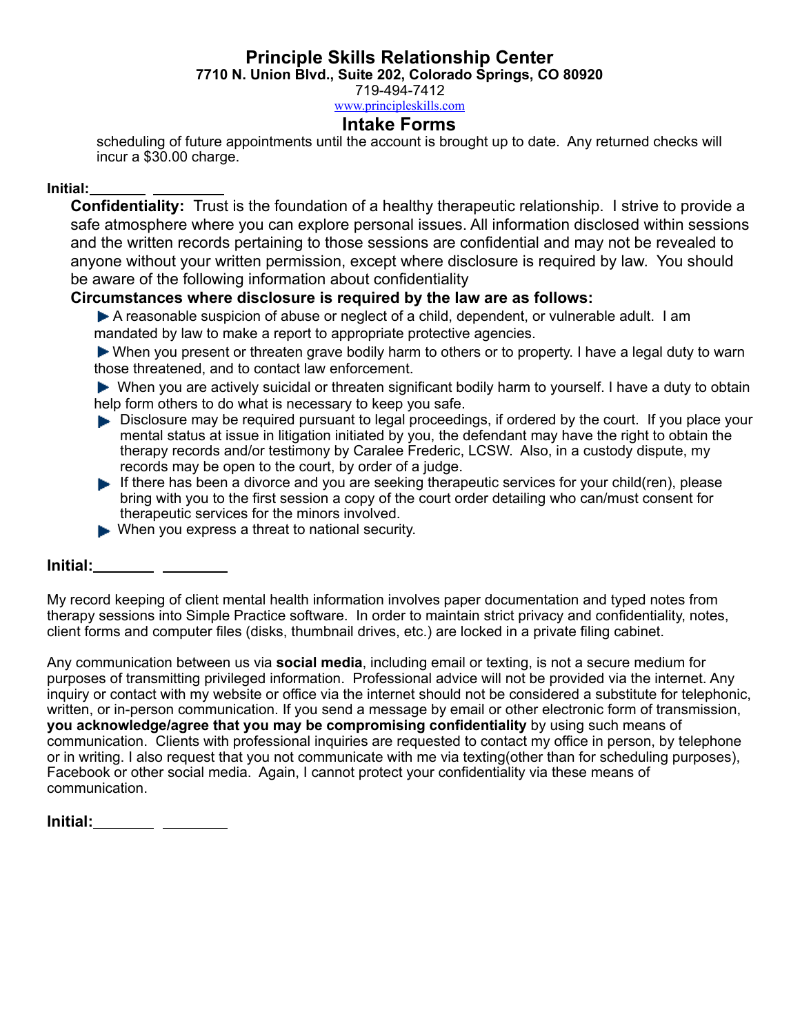scheduling of future appointments until the account is brought up to date. Any returned checks will incur a $30.00 charge.

**Initial:**\_\_\_\_\_\_\_ \_\_\_\_\_\_\_\_\_

**Confidentiality:** Trust is the foundation of a healthy therapeutic relationship. I strive to provide a safe atmosphere where you can explore personal issues. All information disclosed within sessions and the written records pertaining to those sessions are confidential and may not be revealed to anyone without your written permission, except where disclosure is required by law. You should be aware of the following information about confidentiality

**Circumstances where disclosure is required by the law are as follows:**

- A reasonable suspicion of abuse or neglect of a child, dependent, or vulnerable adult. I am mandated by law to make a report to appropriate protective agencies.
- When you present or threaten grave bodily harm to others or to property. I have a legal duty to warn those threatened, and to contact law enforcement.
- When you are actively suicidal or threaten significant bodily harm to yourself. I have a duty to obtain help form others to do what is necessary to keep you safe.
- Disclosure may be required pursuant to legal proceedings, if ordered by the court. If you place your mental status at issue in litigation initiated by you, the defendant may have the right to obtain the therapy records and/or testimony by Caralee Frederic, LCSW. Also, in a custody dispute, my records may be open to the court, by order of a judge.
- If there has been a divorce and you are seeking therapeutic services for your child(ren), please bring with you to the first session a copy of the court order detailing who can/must consent for therapeutic services for the minors involved.
- When you express a threat to national security.

**Initial:**\_\_\_\_\_\_\_ \_\_\_\_\_\_\_\_

My record keeping of client mental health information involves paper documentation and typed notes from therapy sessions into Simple Practice software. In order to maintain strict privacy and confidentiality, notes, client forms and computer files (disks, thumbnail drives, etc.) are locked in a private filing cabinet.

Any communication between us via **social media**, including email or texting, is not a secure medium for purposes of transmitting privileged information. Professional advice will not be provided via the internet. Any inquiry or contact with my website or office via the internet should not be considered a substitute for telephonic, written, or in-person communication. If you send a message by email or other electronic form of transmission, **you acknowledge/agree that you may be compromising confidentiality** by using such means of communication. Clients with professional inquiries are requested to contact my office in person, by telephone or in writing. I also request that you not communicate with me via texting(other than for scheduling purposes), Facebook or other social media. Again, I cannot protect your confidentiality via these means of communication.

**Initial:**\_\_\_\_\_\_\_ \_\_\_\_\_\_\_\_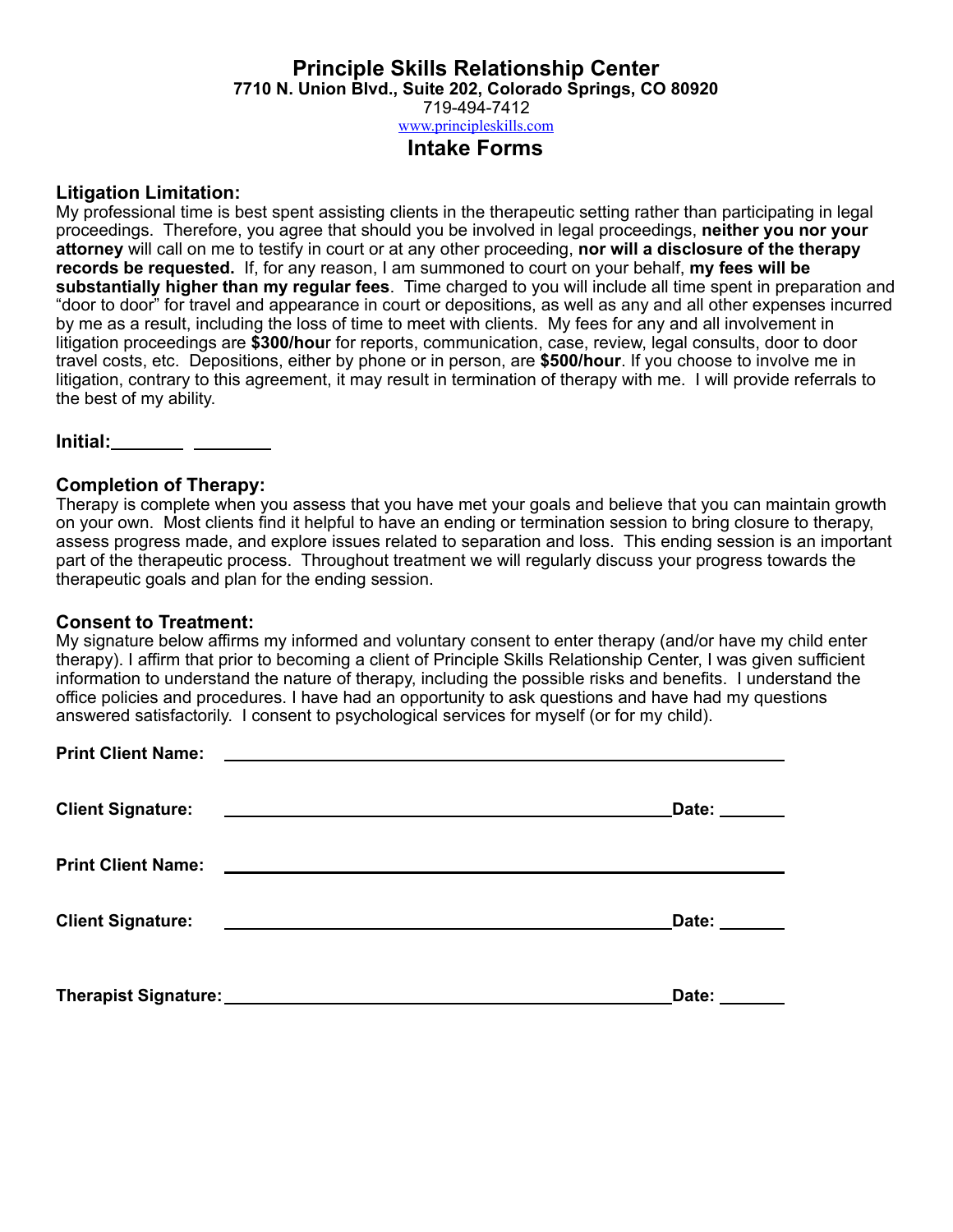# Principle Skills Relationship Center

**7710 N. Union Blvd., Suite 202, Colorado Springs, CO 80920**

719-494-7412

www.principleskills.com

## Intake Forms

### Litigation Limitation:

My professional time is best spent assisting clients in the therapeutic setting rather than participating in legal proceedings. Therefore, you agree that should you be involved in legal proceedings, **neither you nor your attorney** will call on me to testify in court or at any other proceeding, **nor will a disclosure of the therapy records be requested.** If, for any reason, I am summoned to court on your behalf, **my fees will be substantially higher than my regular fees**. Time charged to you will include all time spent in preparation and "door to door" for travel and appearance in court or depositions, as well as any and all other expenses incurred by me as a result, including the loss of time to meet with clients. My fees for any and all involvement in litigation proceedings are **$300/hou**r for reports, communication, case, review, legal consults, door to door travel costs, etc. Depositions, either by phone or in person, are **$500/hour**. If you choose to involve me in litigation, contrary to this agreement, it may result in termination of therapy with me. I will provide referrals to the best of my ability.

**Initial:**\_\_\_\_\_\_\_\_ \_\_\_\_\_\_\_\_

### Completion of Therapy:

Therapy is complete when you assess that you have met your goals and believe that you can maintain growth on your own. Most clients find it helpful to have an ending or termination session to bring closure to therapy, assess progress made, and explore issues related to separation and loss. This ending session is an important part of the therapeutic process. Throughout treatment we will regularly discuss your progress towards the therapeutic goals and plan for the ending session.

### Consent to Treatment:

My signature below affirms my informed and voluntary consent to enter therapy (and/or have my child enter therapy). I affirm that prior to becoming a client of Principle Skills Relationship Center, I was given sufficient information to understand the nature of therapy, including the possible risks and benefits. I understand the office policies and procedures. I have had an opportunity to ask questions and have had my questions answered satisfactorily. I consent to psychological services for myself (or for my child).

**Print Client Name:** \_\_\_\_\_\_\_\_\_\_\_\_\_\_\_\_\_\_\_\_\_\_\_\_\_\_\_\_\_\_\_\_\_\_\_\_\_\_\_\_\_\_\_\_

**Client Signature:** \_\_\_\_\_\_\_\_\_\_\_\_\_\_\_\_\_\_\_\_\_\_\_\_\_\_\_\_\_\_\_\_ **Date:** \_\_\_\_\_\_\_

**Print Client Name:** \_\_\_\_\_\_\_\_\_\_\_\_\_\_\_\_\_\_\_\_\_\_\_\_\_\_\_\_\_\_\_\_\_\_\_\_\_\_\_\_\_\_\_\_

**Client Signature:** \_\_\_\_\_\_\_\_\_\_\_\_\_\_\_\_\_\_\_\_\_\_\_\_\_\_\_\_\_\_\_\_ **Date:** \_\_\_\_\_\_\_

**Therapist Signature:** \_\_\_\_\_\_\_\_\_\_\_\_\_\_\_\_\_\_\_\_\_\_\_\_\_\_\_\_\_\_\_\_ **Date:** \_\_\_\_\_\_\_